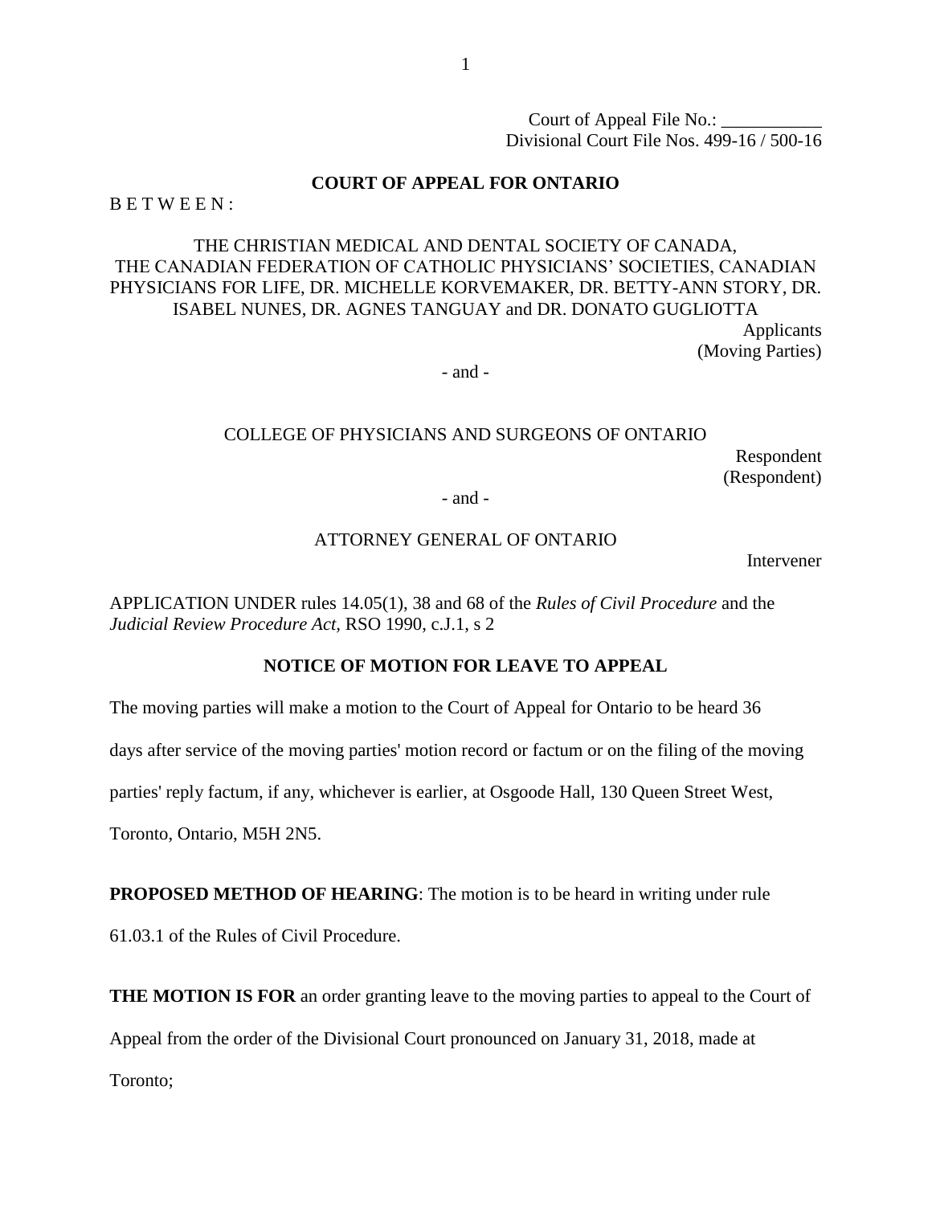Court of Appeal File No.: ___________
Divisional Court File Nos. 499-16 / 500-16

**COURT OF APPEAL FOR ONTARIO**

B E T W E E N :

THE CHRISTIAN MEDICAL AND DENTAL SOCIETY OF CANADA, THE CANADIAN FEDERATION OF CATHOLIC PHYSICIANS' SOCIETIES, CANADIAN PHYSICIANS FOR LIFE, DR. MICHELLE KORVEMAKER, DR. BETTY-ANN STORY, DR. ISABEL NUNES, DR. AGNES TANGUAY and DR. DONATO GUGLIOTTA

Applicants
(Moving Parties)

- and -

COLLEGE OF PHYSICIANS AND SURGEONS OF ONTARIO

Respondent
(Respondent)

- and -

ATTORNEY GENERAL OF ONTARIO

Intervener

APPLICATION UNDER rules 14.05(1), 38 and 68 of the *Rules of Civil Procedure* and the *Judicial Review Procedure Act*, RSO 1990, c.J.1, s 2

**NOTICE OF MOTION FOR LEAVE TO APPEAL**

The moving parties will make a motion to the Court of Appeal for Ontario to be heard 36 days after service of the moving parties' motion record or factum or on the filing of the moving parties' reply factum, if any, whichever is earlier, at Osgoode Hall, 130 Queen Street West, Toronto, Ontario, M5H 2N5.

**PROPOSED METHOD OF HEARING**: The motion is to be heard in writing under rule 61.03.1 of the Rules of Civil Procedure.

**THE MOTION IS FOR** an order granting leave to the moving parties to appeal to the Court of Appeal from the order of the Divisional Court pronounced on January 31, 2018, made at Toronto;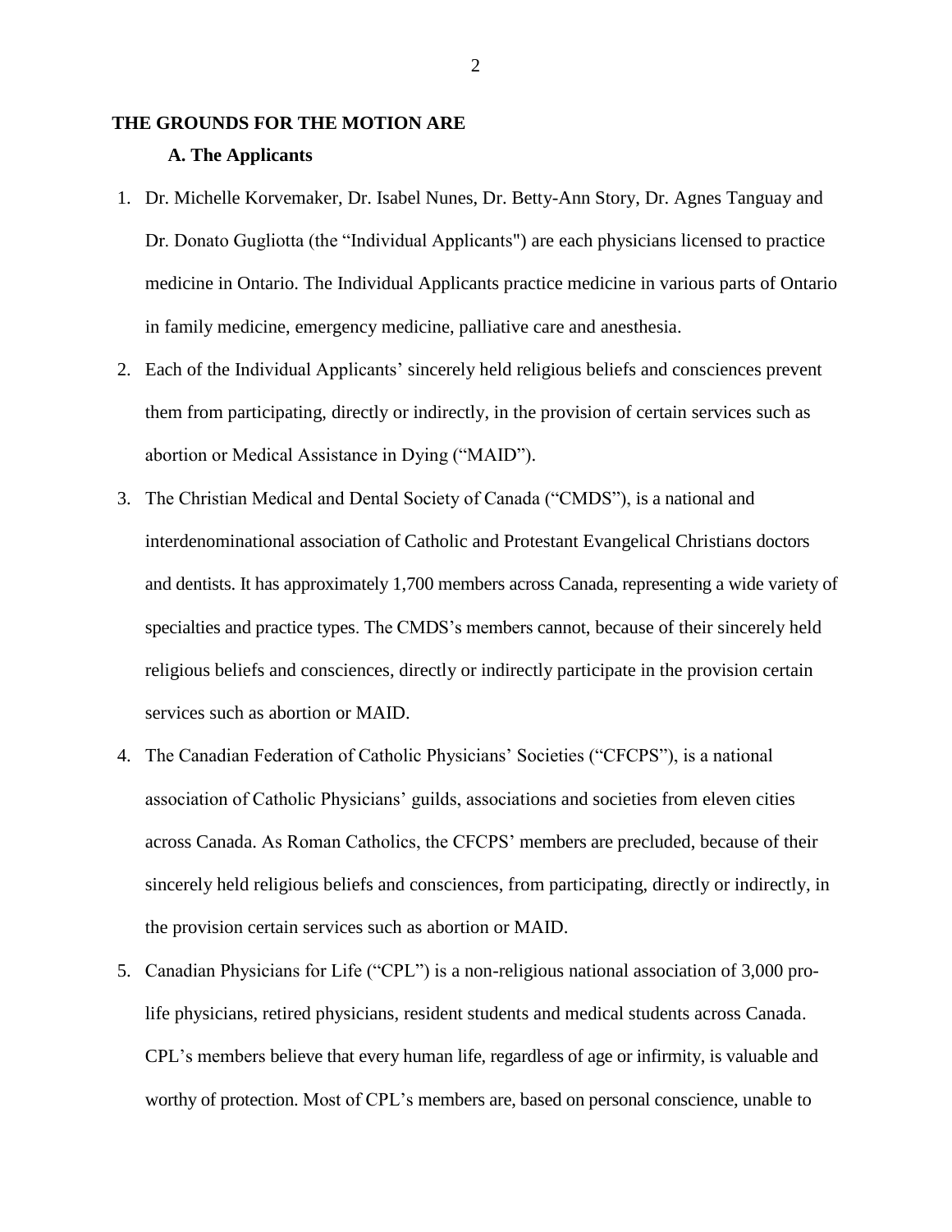**THE GROUNDS FOR THE MOTION ARE**

**A. The Applicants**

1. Dr. Michelle Korvemaker, Dr. Isabel Nunes, Dr. Betty-Ann Story, Dr. Agnes Tanguay and Dr. Donato Gugliotta (the "Individual Applicants") are each physicians licensed to practice medicine in Ontario. The Individual Applicants practice medicine in various parts of Ontario in family medicine, emergency medicine, palliative care and anesthesia.
2. Each of the Individual Applicants' sincerely held religious beliefs and consciences prevent them from participating, directly or indirectly, in the provision of certain services such as abortion or Medical Assistance in Dying ("MAID").
3. The Christian Medical and Dental Society of Canada ("CMDS"), is a national and interdenominational association of Catholic and Protestant Evangelical Christians doctors and dentists. It has approximately 1,700 members across Canada, representing a wide variety of specialties and practice types. The CMDS's members cannot, because of their sincerely held religious beliefs and consciences, directly or indirectly participate in the provision certain services such as abortion or MAID.
4. The Canadian Federation of Catholic Physicians' Societies ("CFCPS"), is a national association of Catholic Physicians' guilds, associations and societies from eleven cities across Canada. As Roman Catholics, the CFCPS' members are precluded, because of their sincerely held religious beliefs and consciences, from participating, directly or indirectly, in the provision certain services such as abortion or MAID.
5. Canadian Physicians for Life ("CPL") is a non-religious national association of 3,000 pro-life physicians, retired physicians, resident students and medical students across Canada. CPL's members believe that every human life, regardless of age or infirmity, is valuable and worthy of protection. Most of CPL's members are, based on personal conscience, unable to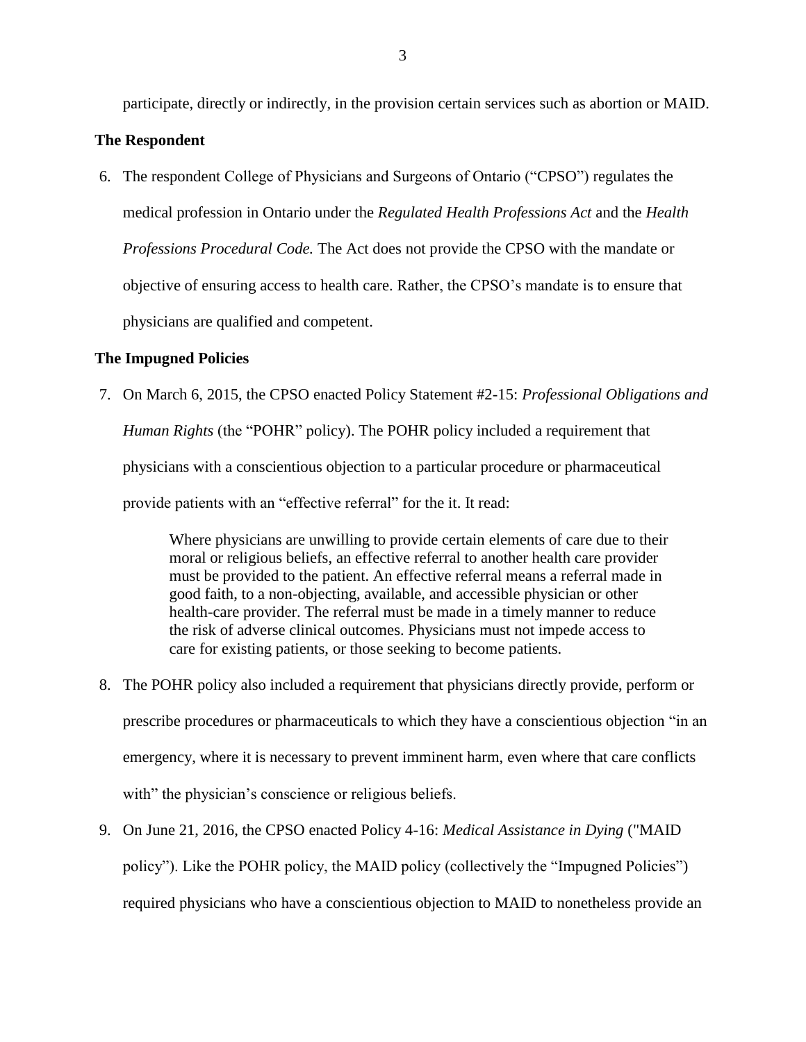participate, directly or indirectly, in the provision certain services such as abortion or MAID.

### The Respondent

6. The respondent College of Physicians and Surgeons of Ontario ("CPSO") regulates the medical profession in Ontario under the *Regulated Health Professions Act* and the *Health Professions Procedural Code.* The Act does not provide the CPSO with the mandate or objective of ensuring access to health care. Rather, the CPSO's mandate is to ensure that physicians are qualified and competent.

### The Impugned Policies

7. On March 6, 2015, the CPSO enacted Policy Statement #2-15: *Professional Obligations and Human Rights* (the "POHR" policy). The POHR policy included a requirement that physicians with a conscientious objection to a particular procedure or pharmaceutical provide patients with an "effective referral" for the it. It read:

   > Where physicians are unwilling to provide certain elements of care due to their moral or religious beliefs, an effective referral to another health care provider must be provided to the patient. An effective referral means a referral made in good faith, to a non-objecting, available, and accessible physician or other health-care provider. The referral must be made in a timely manner to reduce the risk of adverse clinical outcomes. Physicians must not impede access to care for existing patients, or those seeking to become patients.

8. The POHR policy also included a requirement that physicians directly provide, perform or prescribe procedures or pharmaceuticals to which they have a conscientious objection "in an emergency, where it is necessary to prevent imminent harm, even where that care conflicts with" the physician's conscience or religious beliefs.

9. On June 21, 2016, the CPSO enacted Policy 4-16: *Medical Assistance in Dying* ("MAID policy"). Like the POHR policy, the MAID policy (collectively the "Impugned Policies") required physicians who have a conscientious objection to MAID to nonetheless provide an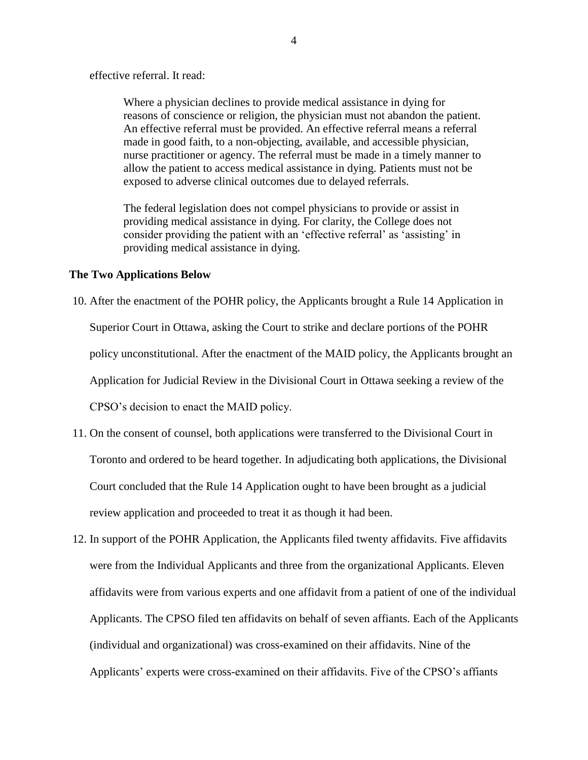effective referral. It read:

> Where a physician declines to provide medical assistance in dying for reasons of conscience or religion, the physician must not abandon the patient. An effective referral must be provided. An effective referral means a referral made in good faith, to a non-objecting, available, and accessible physician, nurse practitioner or agency. The referral must be made in a timely manner to allow the patient to access medical assistance in dying. Patients must not be exposed to adverse clinical outcomes due to delayed referrals.
>
> The federal legislation does not compel physicians to provide or assist in providing medical assistance in dying. For clarity, the College does not consider providing the patient with an 'effective referral' as 'assisting' in providing medical assistance in dying.

**The Two Applications Below**

10. After the enactment of the POHR policy, the Applicants brought a Rule 14 Application in Superior Court in Ottawa, asking the Court to strike and declare portions of the POHR policy unconstitutional. After the enactment of the MAID policy, the Applicants brought an Application for Judicial Review in the Divisional Court in Ottawa seeking a review of the CPSO's decision to enact the MAID policy.

11. On the consent of counsel, both applications were transferred to the Divisional Court in Toronto and ordered to be heard together. In adjudicating both applications, the Divisional Court concluded that the Rule 14 Application ought to have been brought as a judicial review application and proceeded to treat it as though it had been.

12. In support of the POHR Application, the Applicants filed twenty affidavits. Five affidavits were from the Individual Applicants and three from the organizational Applicants. Eleven affidavits were from various experts and one affidavit from a patient of one of the individual Applicants. The CPSO filed ten affidavits on behalf of seven affiants. Each of the Applicants (individual and organizational) was cross-examined on their affidavits. Nine of the Applicants' experts were cross-examined on their affidavits. Five of the CPSO's affiants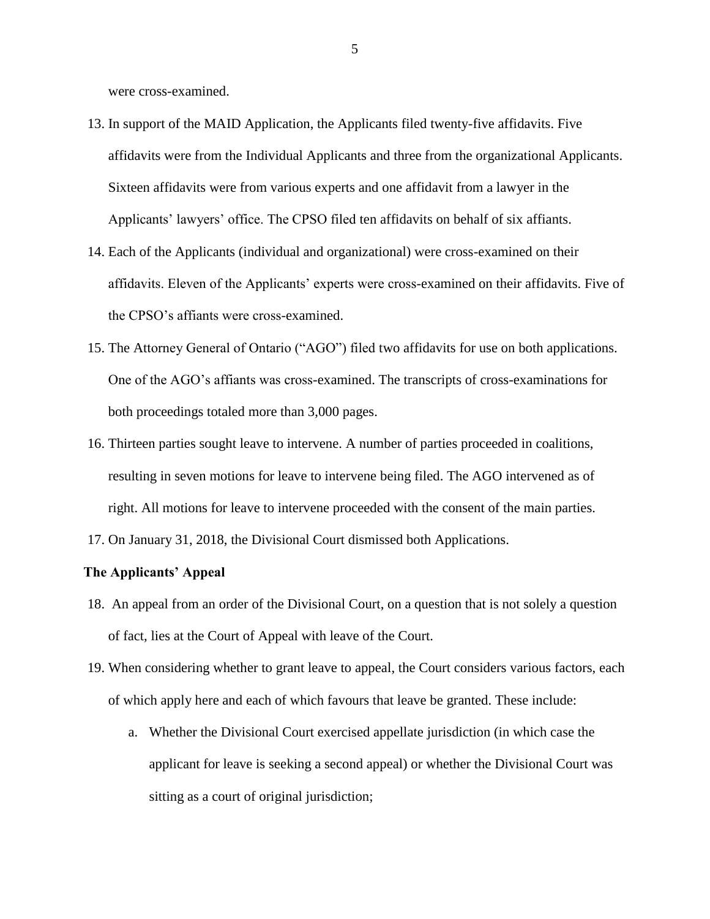were cross-examined.

13. In support of the MAID Application, the Applicants filed twenty-five affidavits. Five affidavits were from the Individual Applicants and three from the organizational Applicants. Sixteen affidavits were from various experts and one affidavit from a lawyer in the Applicants' lawyers' office. The CPSO filed ten affidavits on behalf of six affiants.

14. Each of the Applicants (individual and organizational) were cross-examined on their affidavits. Eleven of the Applicants' experts were cross-examined on their affidavits. Five of the CPSO's affiants were cross-examined.

15. The Attorney General of Ontario ("AGO") filed two affidavits for use on both applications. One of the AGO's affiants was cross-examined. The transcripts of cross-examinations for both proceedings totaled more than 3,000 pages.

16. Thirteen parties sought leave to intervene. A number of parties proceeded in coalitions, resulting in seven motions for leave to intervene being filed. The AGO intervened as of right. All motions for leave to intervene proceeded with the consent of the main parties.

17. On January 31, 2018, the Divisional Court dismissed both Applications.

**The Applicants' Appeal**

18. An appeal from an order of the Divisional Court, on a question that is not solely a question of fact, lies at the Court of Appeal with leave of the Court.

19. When considering whether to grant leave to appeal, the Court considers various factors, each of which apply here and each of which favours that leave be granted. These include:

    a. Whether the Divisional Court exercised appellate jurisdiction (in which case the applicant for leave is seeking a second appeal) or whether the Divisional Court was sitting as a court of original jurisdiction;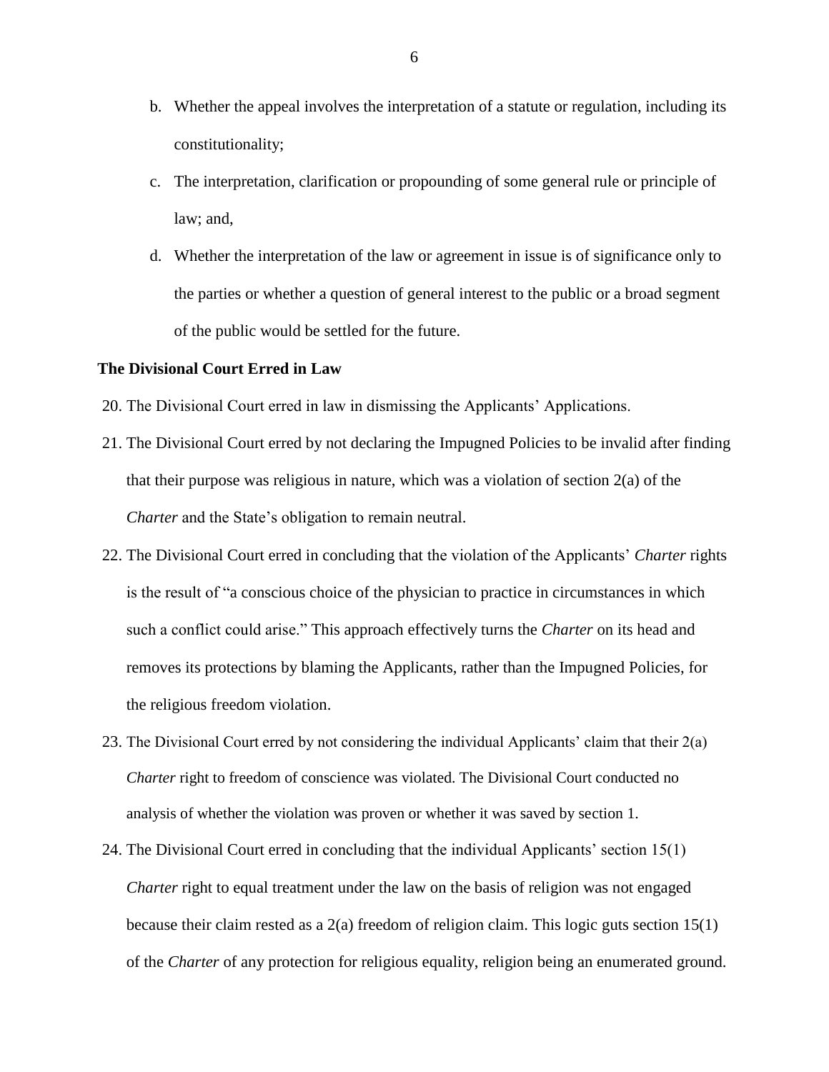b. Whether the appeal involves the interpretation of a statute or regulation, including its constitutionality;

c. The interpretation, clarification or propounding of some general rule or principle of law; and,

d. Whether the interpretation of the law or agreement in issue is of significance only to the parties or whether a question of general interest to the public or a broad segment of the public would be settled for the future.

**The Divisional Court Erred in Law**

20. The Divisional Court erred in law in dismissing the Applicants' Applications.

21. The Divisional Court erred by not declaring the Impugned Policies to be invalid after finding that their purpose was religious in nature, which was a violation of section 2(a) of the *Charter* and the State's obligation to remain neutral.

22. The Divisional Court erred in concluding that the violation of the Applicants' *Charter* rights is the result of "a conscious choice of the physician to practice in circumstances in which such a conflict could arise." This approach effectively turns the *Charter* on its head and removes its protections by blaming the Applicants, rather than the Impugned Policies, for the religious freedom violation.

23. The Divisional Court erred by not considering the individual Applicants' claim that their 2(a) *Charter* right to freedom of conscience was violated. The Divisional Court conducted no analysis of whether the violation was proven or whether it was saved by section 1.

24. The Divisional Court erred in concluding that the individual Applicants' section 15(1) *Charter* right to equal treatment under the law on the basis of religion was not engaged because their claim rested as a 2(a) freedom of religion claim. This logic guts section 15(1) of the *Charter* of any protection for religious equality, religion being an enumerated ground.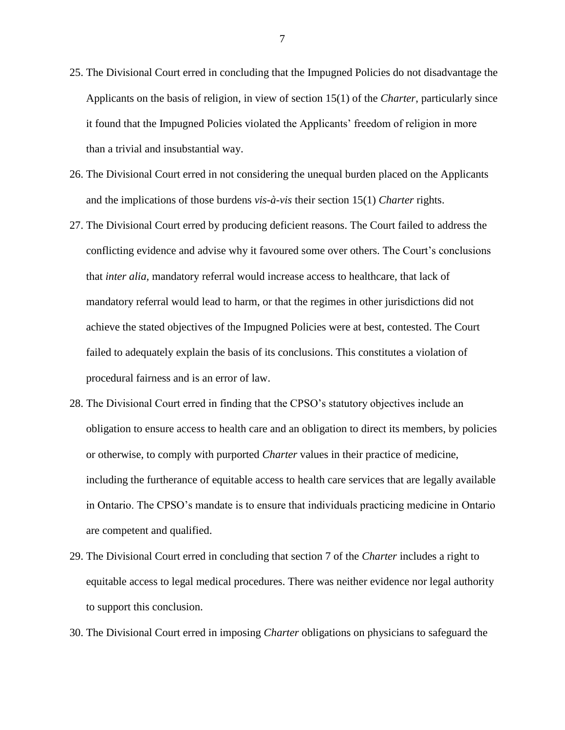25. The Divisional Court erred in concluding that the Impugned Policies do not disadvantage the Applicants on the basis of religion, in view of section 15(1) of the *Charter*, particularly since it found that the Impugned Policies violated the Applicants' freedom of religion in more than a trivial and insubstantial way.
26. The Divisional Court erred in not considering the unequal burden placed on the Applicants and the implications of those burdens *vis-à-vis* their section 15(1) *Charter* rights.
27. The Divisional Court erred by producing deficient reasons. The Court failed to address the conflicting evidence and advise why it favoured some over others. The Court's conclusions that *inter alia*, mandatory referral would increase access to healthcare, that lack of mandatory referral would lead to harm, or that the regimes in other jurisdictions did not achieve the stated objectives of the Impugned Policies were at best, contested. The Court failed to adequately explain the basis of its conclusions. This constitutes a violation of procedural fairness and is an error of law.
28. The Divisional Court erred in finding that the CPSO's statutory objectives include an obligation to ensure access to health care and an obligation to direct its members, by policies or otherwise, to comply with purported *Charter* values in their practice of medicine, including the furtherance of equitable access to health care services that are legally available in Ontario. The CPSO's mandate is to ensure that individuals practicing medicine in Ontario are competent and qualified.
29. The Divisional Court erred in concluding that section 7 of the *Charter* includes a right to equitable access to legal medical procedures. There was neither evidence nor legal authority to support this conclusion.
30. The Divisional Court erred in imposing *Charter* obligations on physicians to safeguard the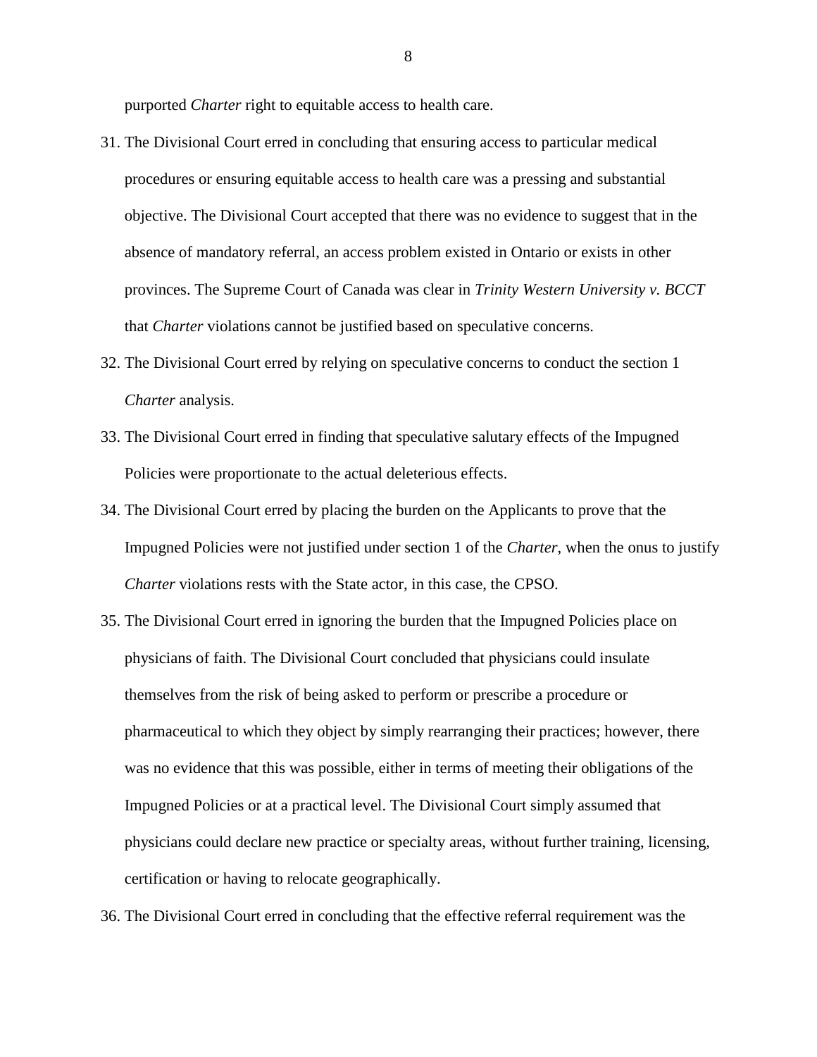purported *Charter* right to equitable access to health care.

31. The Divisional Court erred in concluding that ensuring access to particular medical procedures or ensuring equitable access to health care was a pressing and substantial objective. The Divisional Court accepted that there was no evidence to suggest that in the absence of mandatory referral, an access problem existed in Ontario or exists in other provinces. The Supreme Court of Canada was clear in *Trinity Western University v. BCCT* that *Charter* violations cannot be justified based on speculative concerns.
32. The Divisional Court erred by relying on speculative concerns to conduct the section 1 *Charter* analysis.
33. The Divisional Court erred in finding that speculative salutary effects of the Impugned Policies were proportionate to the actual deleterious effects.
34. The Divisional Court erred by placing the burden on the Applicants to prove that the Impugned Policies were not justified under section 1 of the *Charter*, when the onus to justify *Charter* violations rests with the State actor, in this case, the CPSO.
35. The Divisional Court erred in ignoring the burden that the Impugned Policies place on physicians of faith. The Divisional Court concluded that physicians could insulate themselves from the risk of being asked to perform or prescribe a procedure or pharmaceutical to which they object by simply rearranging their practices; however, there was no evidence that this was possible, either in terms of meeting their obligations of the Impugned Policies or at a practical level. The Divisional Court simply assumed that physicians could declare new practice or specialty areas, without further training, licensing, certification or having to relocate geographically.
36. The Divisional Court erred in concluding that the effective referral requirement was the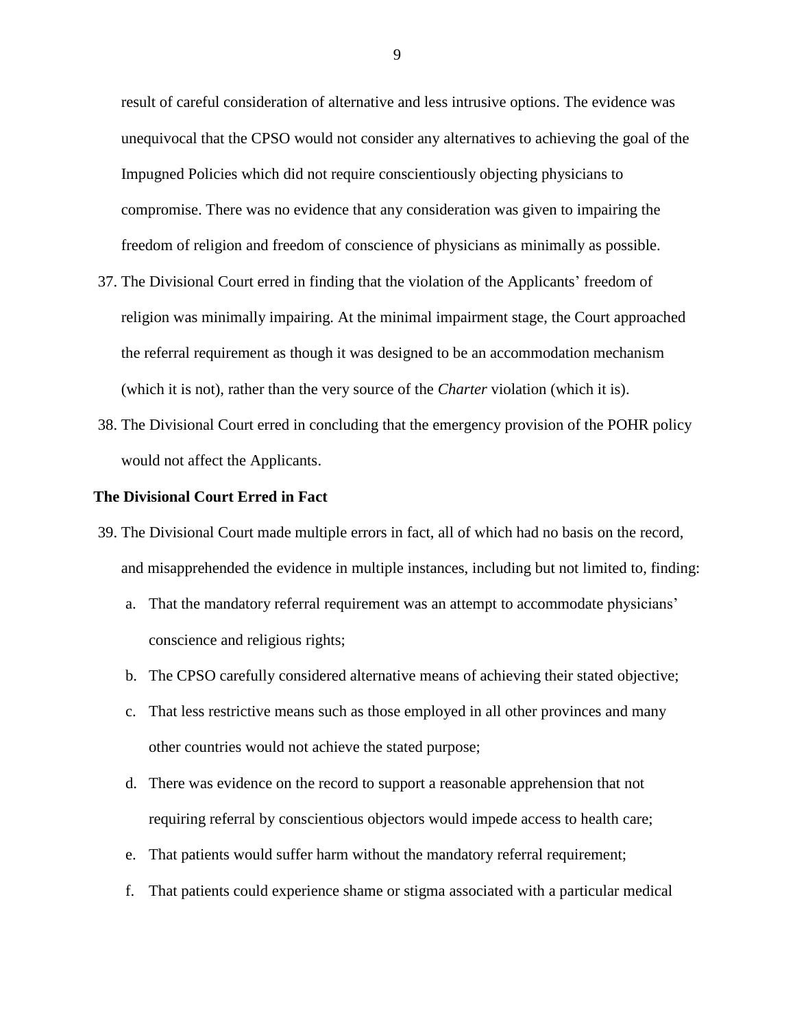result of careful consideration of alternative and less intrusive options. The evidence was unequivocal that the CPSO would not consider any alternatives to achieving the goal of the Impugned Policies which did not require conscientiously objecting physicians to compromise. There was no evidence that any consideration was given to impairing the freedom of religion and freedom of conscience of physicians as minimally as possible.

37. The Divisional Court erred in finding that the violation of the Applicants' freedom of religion was minimally impairing. At the minimal impairment stage, the Court approached the referral requirement as though it was designed to be an accommodation mechanism (which it is not), rather than the very source of the *Charter* violation (which it is).

38. The Divisional Court erred in concluding that the emergency provision of the POHR policy would not affect the Applicants.

**The Divisional Court Erred in Fact**

39. The Divisional Court made multiple errors in fact, all of which had no basis on the record, and misapprehended the evidence in multiple instances, including but not limited to, finding:

    a. That the mandatory referral requirement was an attempt to accommodate physicians' conscience and religious rights;

    b. The CPSO carefully considered alternative means of achieving their stated objective;

    c. That less restrictive means such as those employed in all other provinces and many other countries would not achieve the stated purpose;

    d. There was evidence on the record to support a reasonable apprehension that not requiring referral by conscientious objectors would impede access to health care;

    e. That patients would suffer harm without the mandatory referral requirement;

    f. That patients could experience shame or stigma associated with a particular medical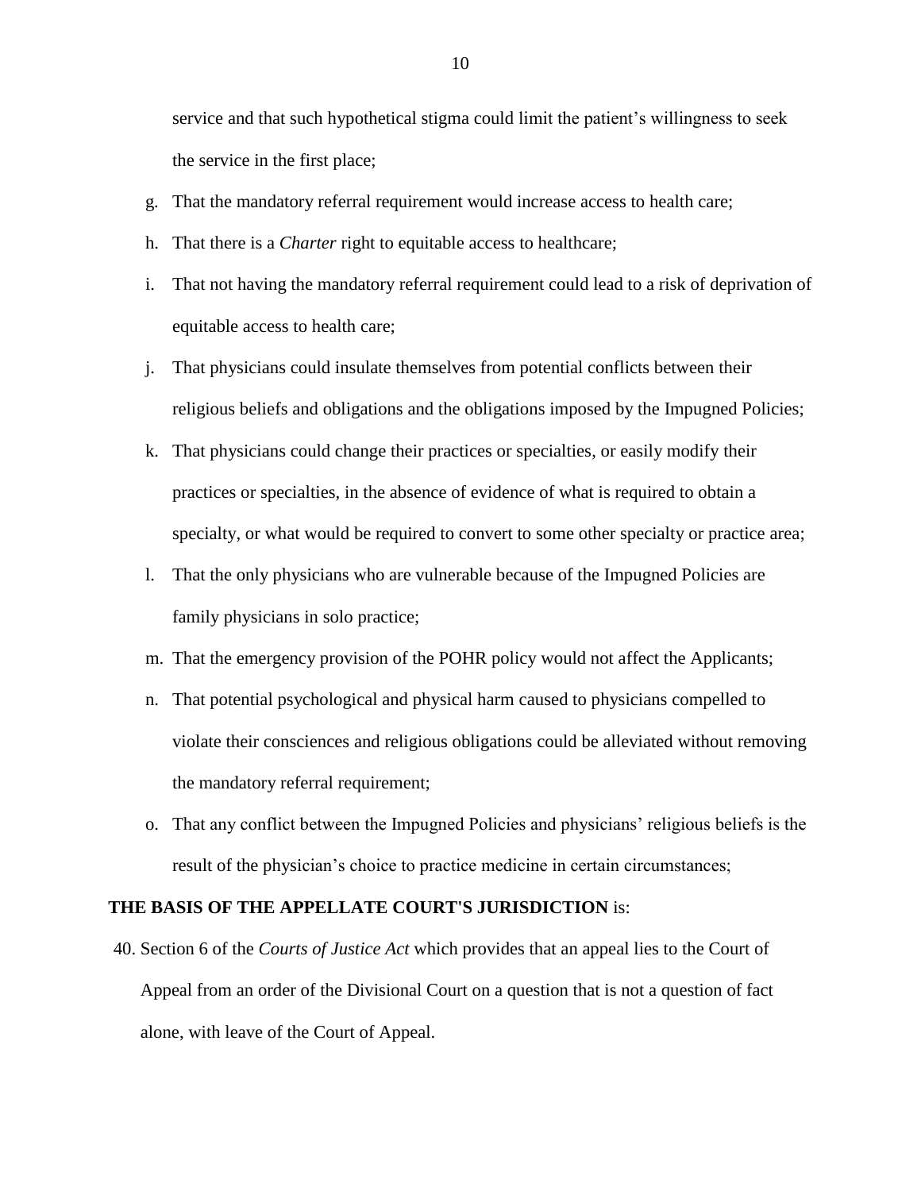service and that such hypothetical stigma could limit the patient's willingness to seek the service in the first place;

g. That the mandatory referral requirement would increase access to health care;

h. That there is a *Charter* right to equitable access to healthcare;

i. That not having the mandatory referral requirement could lead to a risk of deprivation of equitable access to health care;

j. That physicians could insulate themselves from potential conflicts between their religious beliefs and obligations and the obligations imposed by the Impugned Policies;

k. That physicians could change their practices or specialties, or easily modify their practices or specialties, in the absence of evidence of what is required to obtain a specialty, or what would be required to convert to some other specialty or practice area;

l. That the only physicians who are vulnerable because of the Impugned Policies are family physicians in solo practice;

m. That the emergency provision of the POHR policy would not affect the Applicants;

n. That potential psychological and physical harm caused to physicians compelled to violate their consciences and religious obligations could be alleviated without removing the mandatory referral requirement;

o. That any conflict between the Impugned Policies and physicians' religious beliefs is the result of the physician's choice to practice medicine in certain circumstances;

**THE BASIS OF THE APPELLATE COURT'S JURISDICTION** is:

40. Section 6 of the *Courts of Justice Act* which provides that an appeal lies to the Court of Appeal from an order of the Divisional Court on a question that is not a question of fact alone, with leave of the Court of Appeal.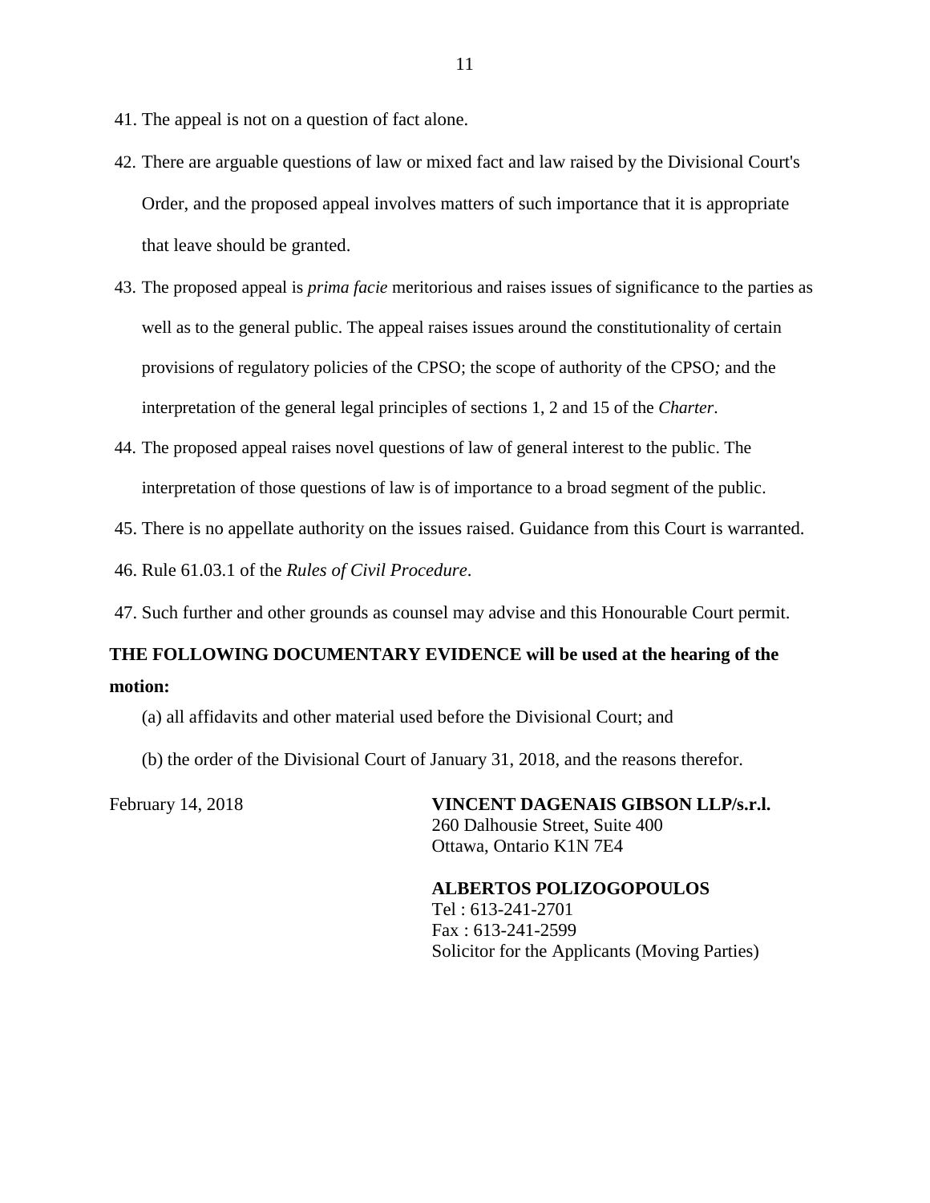41. The appeal is not on a question of fact alone.

42. There are arguable questions of law or mixed fact and law raised by the Divisional Court's Order, and the proposed appeal involves matters of such importance that it is appropriate that leave should be granted.

43. The proposed appeal is *prima facie* meritorious and raises issues of significance to the parties as well as to the general public. The appeal raises issues around the constitutionality of certain provisions of regulatory policies of the CPSO; the scope of authority of the CPSO*;* and the interpretation of the general legal principles of sections 1, 2 and 15 of the *Charter*.

44. The proposed appeal raises novel questions of law of general interest to the public. The interpretation of those questions of law is of importance to a broad segment of the public.

45. There is no appellate authority on the issues raised. Guidance from this Court is warranted.

46. Rule 61.03.1 of the *Rules of Civil Procedure*.

47. Such further and other grounds as counsel may advise and this Honourable Court permit.

**THE FOLLOWING DOCUMENTARY EVIDENCE will be used at the hearing of the motion:**

(a) all affidavits and other material used before the Divisional Court; and

(b) the order of the Divisional Court of January 31, 2018, and the reasons therefor.

February 14, 2018

**VINCENT DAGENAIS GIBSON LLP/s.r.l.**
260 Dalhousie Street, Suite 400
Ottawa, Ontario K1N 7E4

**ALBERTOS POLIZOGOPOULOS**
Tel : 613-241-2701
Fax : 613-241-2599
Solicitor for the Applicants (Moving Parties)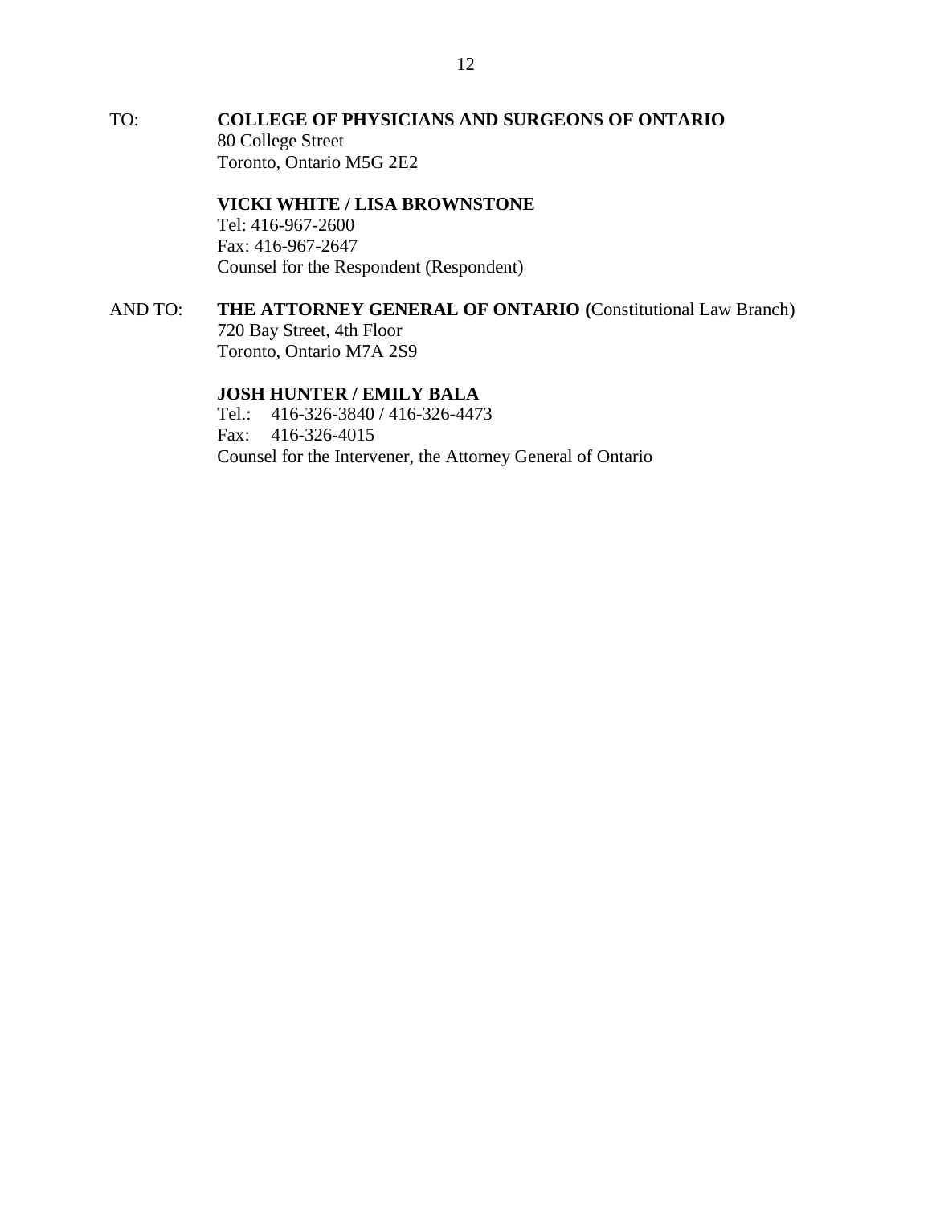TO: **COLLEGE OF PHYSICIANS AND SURGEONS OF ONTARIO**
80 College Street
Toronto, Ontario M5G 2E2

**VICKI WHITE / LISA BROWNSTONE**
Tel: 416-967-2600
Fax: 416-967-2647
Counsel for the Respondent (Respondent)

AND TO: **THE ATTORNEY GENERAL OF ONTARIO (**Constitutional Law Branch)
720 Bay Street, 4th Floor
Toronto, Ontario M7A 2S9

**JOSH HUNTER / EMILY BALA**
Tel.: 416-326-3840 / 416-326-4473
Fax: 416-326-4015
Counsel for the Intervener, the Attorney General of Ontario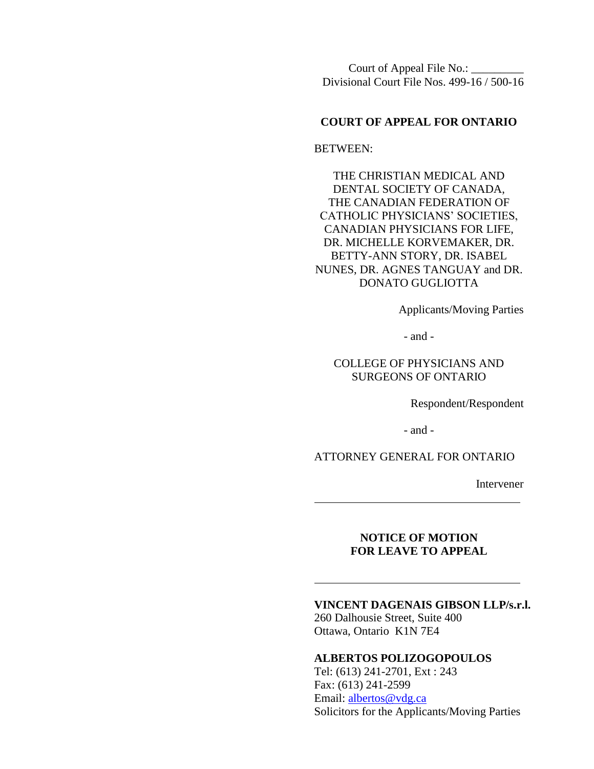Court of Appeal File No.: _________
Divisional Court File Nos. 499-16 / 500-16

**COURT OF APPEAL FOR ONTARIO**

BETWEEN:

THE CHRISTIAN MEDICAL AND DENTAL SOCIETY OF CANADA, THE CANADIAN FEDERATION OF CATHOLIC PHYSICIANS' SOCIETIES, CANADIAN PHYSICIANS FOR LIFE, DR. MICHELLE KORVEMAKER, DR. BETTY-ANN STORY, DR. ISABEL NUNES, DR. AGNES TANGUAY and DR. DONATO GUGLIOTTA

Applicants/Moving Parties

- and -

COLLEGE OF PHYSICIANS AND SURGEONS OF ONTARIO

Respondent/Respondent

- and -

ATTORNEY GENERAL FOR ONTARIO

Intervener

---

**NOTICE OF MOTION FOR LEAVE TO APPEAL**

---

**VINCENT DAGENAIS GIBSON LLP/s.r.l.**
260 Dalhousie Street, Suite 400
Ottawa, Ontario K1N 7E4

**ALBERTOS POLIZOGOPOULOS**
Tel: (613) 241-2701, Ext : 243
Fax: (613) 241-2599
Email: albertos@vdg.ca
Solicitors for the Applicants/Moving Parties